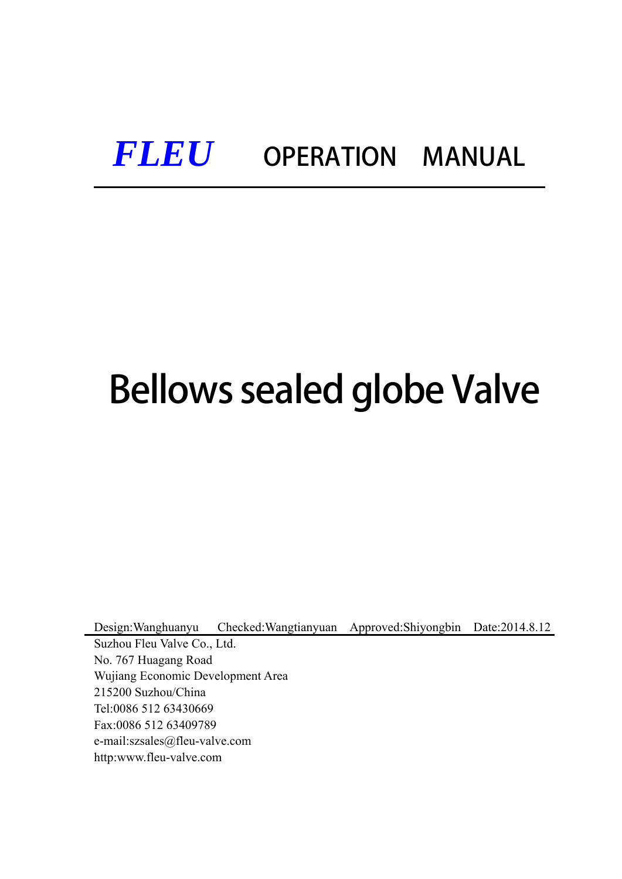# *FLEU* OPERATION MANUAL

# Bellows sealed globe Valve

Design:Wanghuanyu Checked:Wangtianyuan Approved:Shiyongbin Date:2014.8.12

Suzhou Fleu Valve Co., Ltd.
No. 767 Huagang Road
Wujiang Economic Development Area
215200 Suzhou/China
Tel:0086 512 63430669
Fax:0086 512 63409789
e-mail:szsales@fleu-valve.com
http:www.fleu-valve.com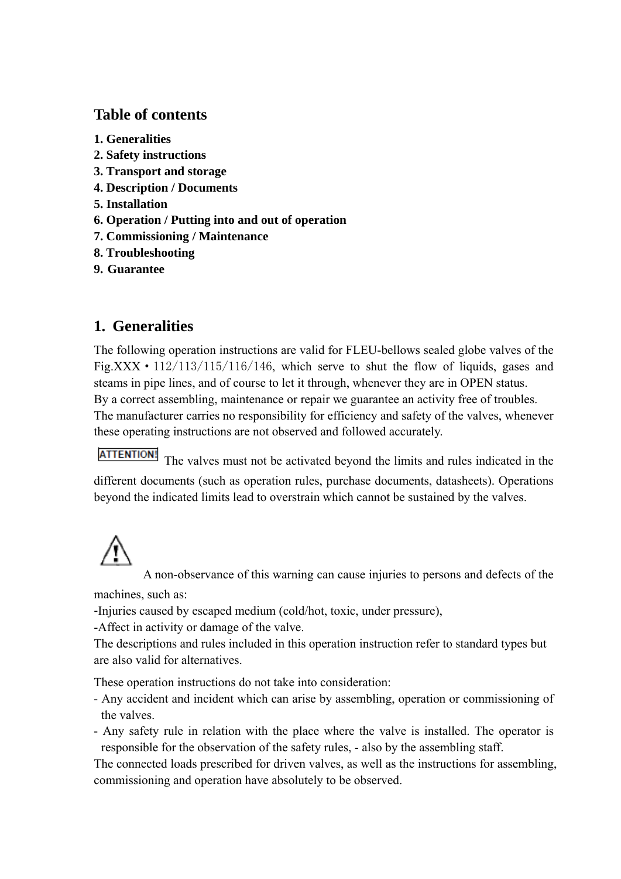## Table of contents

**1. Generalities**
**2. Safety instructions**
**3. Transport and storage**
**4. Description / Documents**
**5. Installation**
**6. Operation / Putting into and out of operation**
**7. Commissioning / Maintenance**
**8. Troubleshooting**
**9. Guarantee**

## 1. Generalities

The following operation instructions are valid for FLEU-bellows sealed globe valves of the Fig.XXX • 112/113/115/116/146, which serve to shut the flow of liquids, gases and steams in pipe lines, and of course to let it through, whenever they are in OPEN status.

By a correct assembling, maintenance or repair we guarantee an activity free of troubles.

The manufacturer carries no responsibility for efficiency and safety of the valves, whenever these operating instructions are not observed and followed accurately.

**ATTENTION!** The valves must not be activated beyond the limits and rules indicated in the different documents (such as operation rules, purchase documents, datasheets). Operations beyond the indicated limits lead to overstrain which cannot be sustained by the valves.

A non-observance of this warning can cause injuries to persons and defects of the machines, such as:

-Injuries caused by escaped medium (cold/hot, toxic, under pressure),
-Affect in activity or damage of the valve.

The descriptions and rules included in this operation instruction refer to standard types but are also valid for alternatives.

These operation instructions do not take into consideration:

- Any accident and incident which can arise by assembling, operation or commissioning of the valves.
- Any safety rule in relation with the place where the valve is installed. The operator is responsible for the observation of the safety rules, - also by the assembling staff.

The connected loads prescribed for driven valves, as well as the instructions for assembling, commissioning and operation have absolutely to be observed.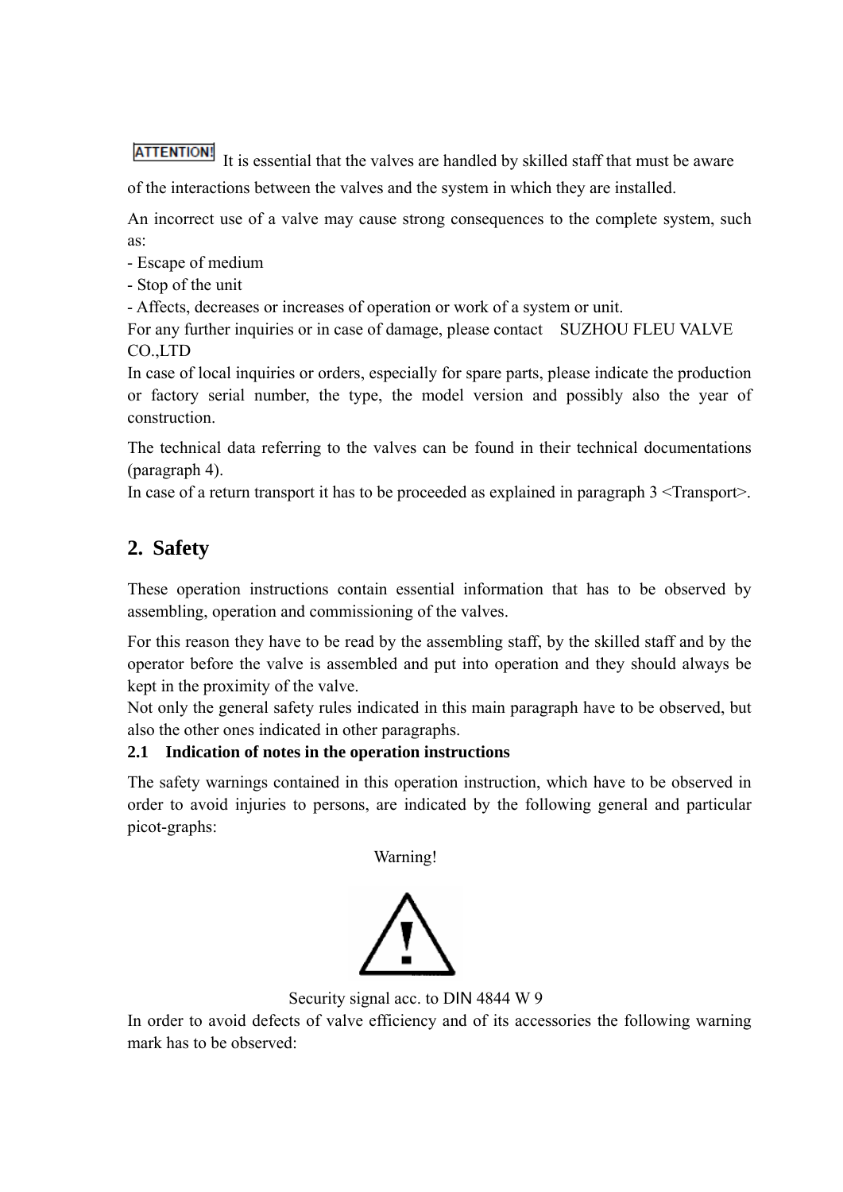**ATTENTION!** It is essential that the valves are handled by skilled staff that must be aware of the interactions between the valves and the system in which they are installed.

An incorrect use of a valve may cause strong consequences to the complete system, such as:

- Escape of medium
- Stop of the unit
- Affects, decreases or increases of operation or work of a system or unit.

For any further inquiries or in case of damage, please contact SUZHOU FLEU VALVE CO.,LTD

In case of local inquiries or orders, especially for spare parts, please indicate the production or factory serial number, the type, the model version and possibly also the year of construction.

The technical data referring to the valves can be found in their technical documentations (paragraph 4).

In case of a return transport it has to be proceeded as explained in paragraph 3 <Transport>.

## 2. Safety

These operation instructions contain essential information that has to be observed by assembling, operation and commissioning of the valves.

For this reason they have to be read by the assembling staff, by the skilled staff and by the operator before the valve is assembled and put into operation and they should always be kept in the proximity of the valve.

Not only the general safety rules indicated in this main paragraph have to be observed, but also the other ones indicated in other paragraphs.

### 2.1 Indication of notes in the operation instructions

The safety warnings contained in this operation instruction, which have to be observed in order to avoid injuries to persons, are indicated by the following general and particular picot-graphs:

Warning!

Security signal acc. to DIN 4844 W 9

In order to avoid defects of valve efficiency and of its accessories the following warning mark has to be observed: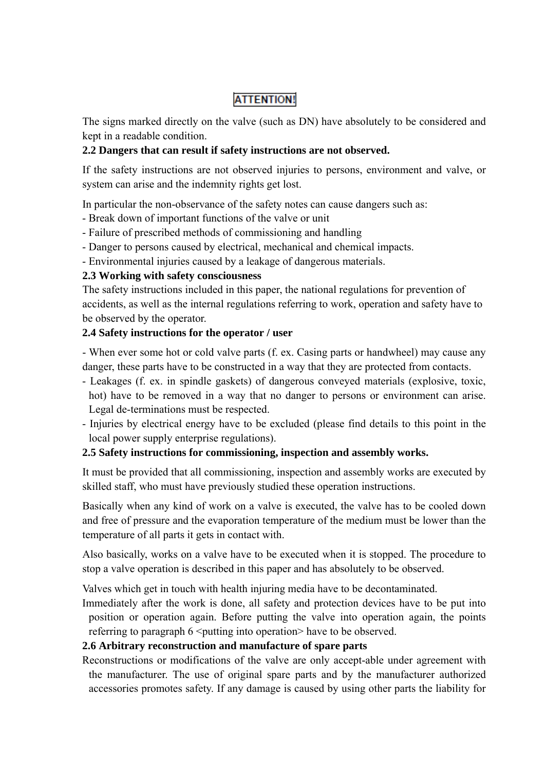**ATTENTION!**

The signs marked directly on the valve (such as DN) have absolutely to be considered and kept in a readable condition.

### 2.2 Dangers that can result if safety instructions are not observed.

If the safety instructions are not observed injuries to persons, environment and valve, or system can arise and the indemnity rights get lost.

In particular the non-observance of the safety notes can cause dangers such as:
- Break down of important functions of the valve or unit
- Failure of prescribed methods of commissioning and handling
- Danger to persons caused by electrical, mechanical and chemical impacts.
- Environmental injuries caused by a leakage of dangerous materials.

### 2.3 Working with safety consciousness

The safety instructions included in this paper, the national regulations for prevention of accidents, as well as the internal regulations referring to work, operation and safety have to be observed by the operator.

### 2.4 Safety instructions for the operator / user

- When ever some hot or cold valve parts (f. ex. Casing parts or handwheel) may cause any danger, these parts have to be constructed in a way that they are protected from contacts.
- Leakages (f. ex. in spindle gaskets) of dangerous conveyed materials (explosive, toxic, hot) have to be removed in a way that no danger to persons or environment can arise. Legal de-terminations must be respected.
- Injuries by electrical energy have to be excluded (please find details to this point in the local power supply enterprise regulations).

### 2.5 Safety instructions for commissioning, inspection and assembly works.

It must be provided that all commissioning, inspection and assembly works are executed by skilled staff, who must have previously studied these operation instructions.

Basically when any kind of work on a valve is executed, the valve has to be cooled down and free of pressure and the evaporation temperature of the medium must be lower than the temperature of all parts it gets in contact with.

Also basically, works on a valve have to be executed when it is stopped. The procedure to stop a valve operation is described in this paper and has absolutely to be observed.

Valves which get in touch with health injuring media have to be decontaminated.

Immediately after the work is done, all safety and protection devices have to be put into position or operation again. Before putting the valve into operation again, the points referring to paragraph 6 <putting into operation> have to be observed.

### 2.6 Arbitrary reconstruction and manufacture of spare parts

Reconstructions or modifications of the valve are only accept-able under agreement with the manufacturer. The use of original spare parts and by the manufacturer authorized accessories promotes safety. If any damage is caused by using other parts the liability for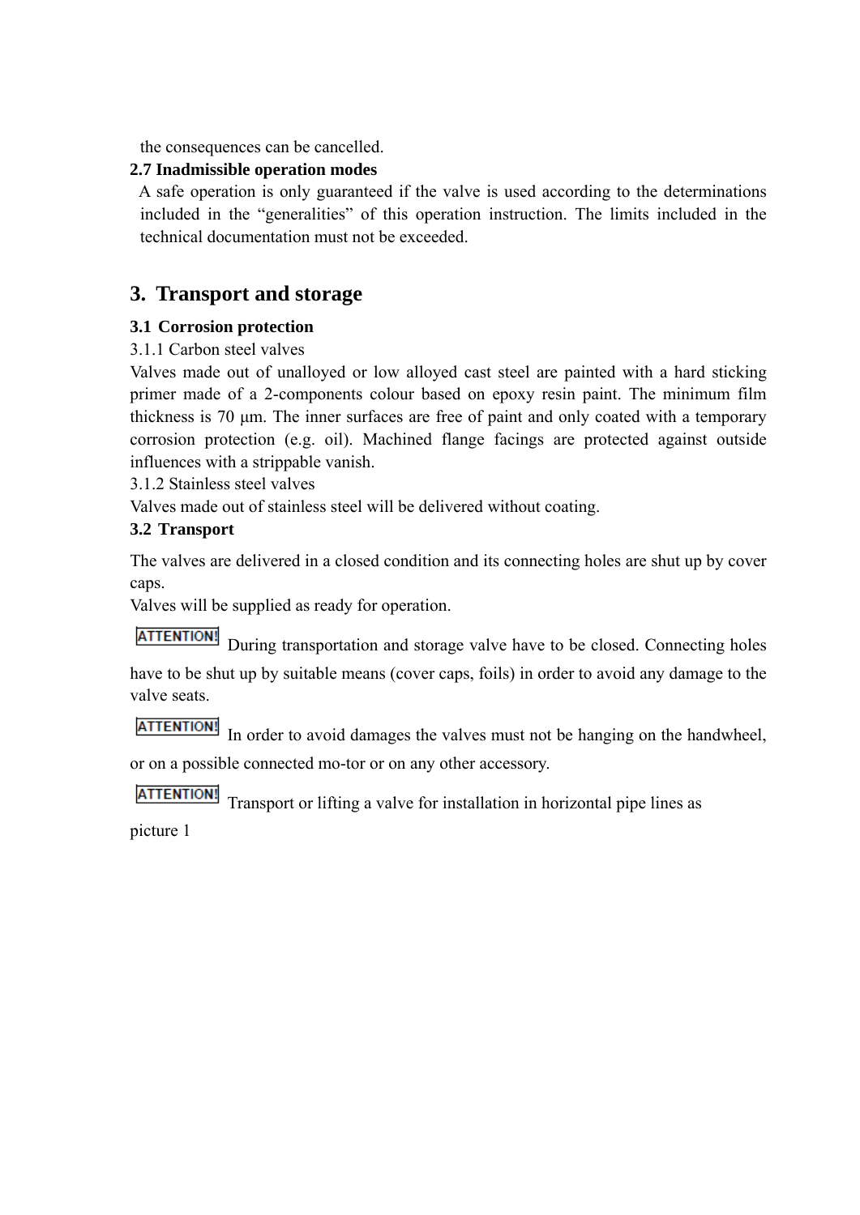the consequences can be cancelled.

**2.7 Inadmissible operation modes**

A safe operation is only guaranteed if the valve is used according to the determinations included in the “generalities” of this operation instruction. The limits included in the technical documentation must not be exceeded.

# 3. Transport and storage

**3.1 Corrosion protection**

3.1.1 Carbon steel valves

Valves made out of unalloyed or low alloyed cast steel are painted with a hard sticking primer made of a 2-components colour based on epoxy resin paint. The minimum film thickness is 70 μm. The inner surfaces are free of paint and only coated with a temporary corrosion protection (e.g. oil). Machined flange facings are protected against outside influences with a strippable vanish.

3.1.2 Stainless steel valves

Valves made out of stainless steel will be delivered without coating.

**3.2 Transport**

The valves are delivered in a closed condition and its connecting holes are shut up by cover caps.

Valves will be supplied as ready for operation.

ATTENTION! During transportation and storage valve have to be closed. Connecting holes have to be shut up by suitable means (cover caps, foils) in order to avoid any damage to the valve seats.

ATTENTION! In order to avoid damages the valves must not be hanging on the handwheel, or on a possible connected mo-tor or on any other accessory.

ATTENTION! Transport or lifting a valve for installation in horizontal pipe lines as picture 1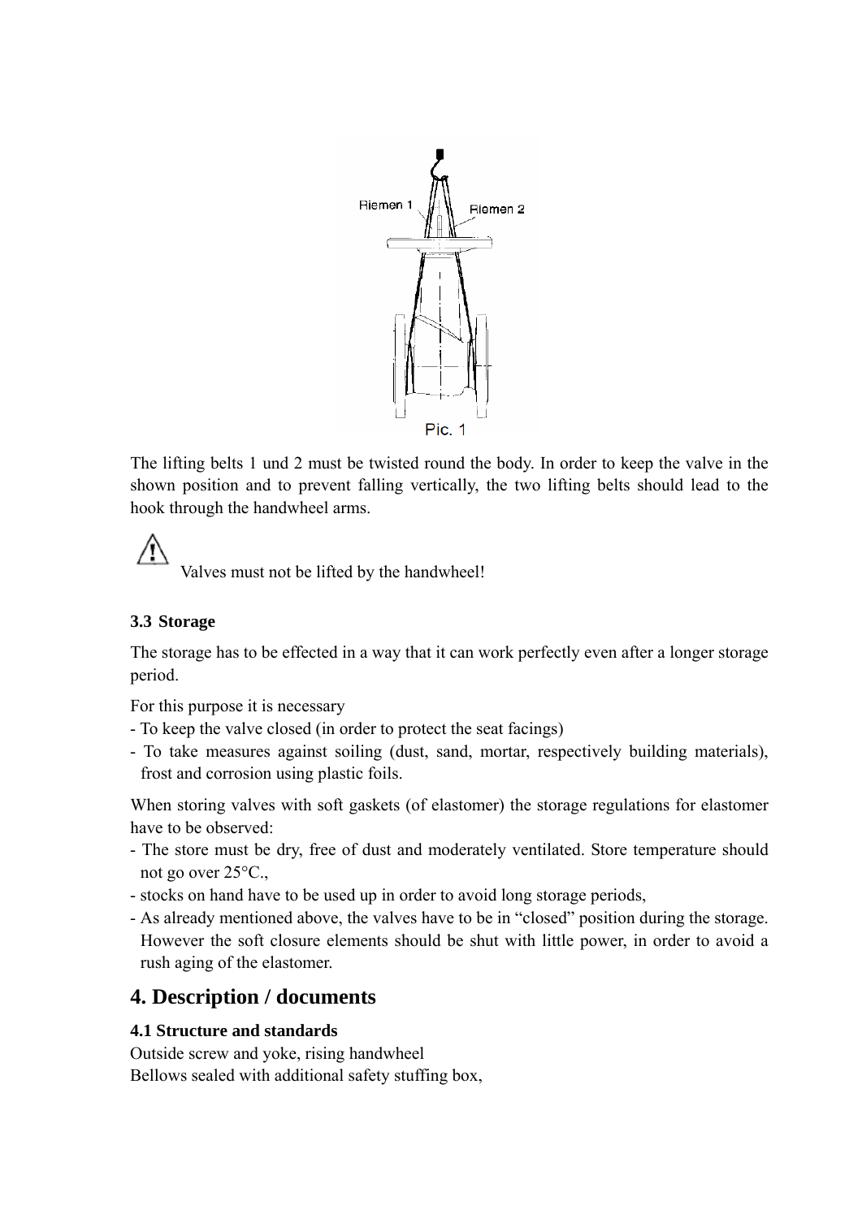Pic. 1

The lifting belts 1 und 2 must be twisted round the body. In order to keep the valve in the shown position and to prevent falling vertically, the two lifting belts should lead to the hook through the handwheel arms.

⚠ Valves must not be lifted by the handwheel!

### 3.3 Storage

The storage has to be effected in a way that it can work perfectly even after a longer storage period.

For this purpose it is necessary
- To keep the valve closed (in order to protect the seat facings)
- To take measures against soiling (dust, sand, mortar, respectively building materials), frost and corrosion using plastic foils.

When storing valves with soft gaskets (of elastomer) the storage regulations for elastomer have to be observed:
- The store must be dry, free of dust and moderately ventilated. Store temperature should not go over 25°C.,
- stocks on hand have to be used up in order to avoid long storage periods,
- As already mentioned above, the valves have to be in “closed” position during the storage. However the soft closure elements should be shut with little power, in order to avoid a rush aging of the elastomer.

## 4. Description / documents

### 4.1 Structure and standards

Outside screw and yoke, rising handwheel
Bellows sealed with additional safety stuffing box,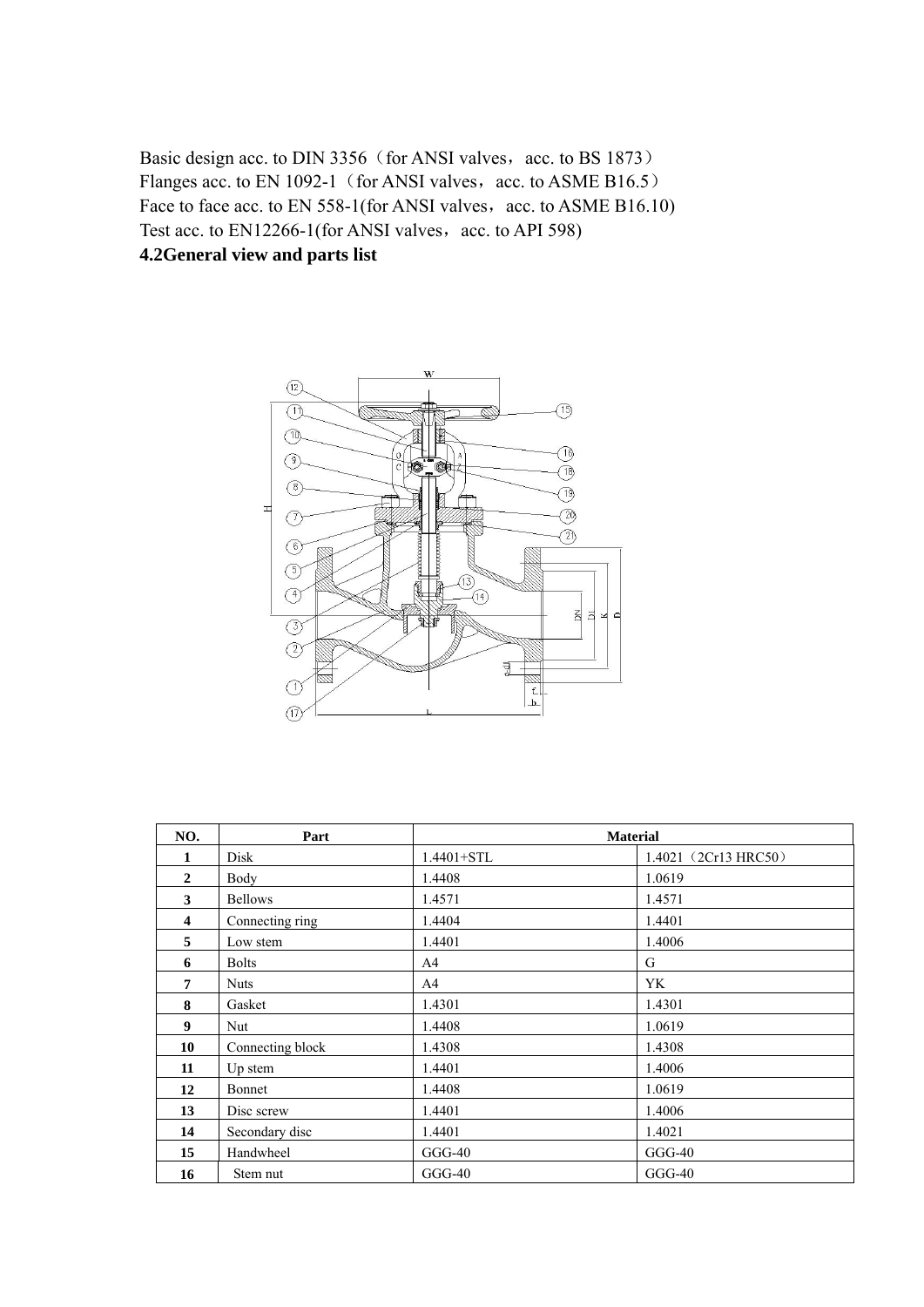Basic design acc. to DIN 3356（for ANSI valves，acc. to BS 1873）
Flanges acc. to EN 1092-1（for ANSI valves，acc. to ASME B16.5）
Face to face acc. to EN 558-1(for ANSI valves，acc. to ASME B16.10)
Test acc. to EN12266-1(for ANSI valves，acc. to API 598)

**4.2General view and parts list**

| NO. | Part | Material | |
|---|---|---|---|
| 1 | Disk | 1.4401+STL | 1.4021（2Cr13 HRC50） |
| 2 | Body | 1.4408 | 1.0619 |
| 3 | Bellows | 1.4571 | 1.4571 |
| 4 | Connecting ring | 1.4404 | 1.4401 |
| 5 | Low stem | 1.4401 | 1.4006 |
| 6 | Bolts | A4 | G |
| 7 | Nuts | A4 | YK |
| 8 | Gasket | 1.4301 | 1.4301 |
| 9 | Nut | 1.4408 | 1.0619 |
| 10 | Connecting block | 1.4308 | 1.4308 |
| 11 | Up stem | 1.4401 | 1.4006 |
| 12 | Bonnet | 1.4408 | 1.0619 |
| 13 | Disc screw | 1.4401 | 1.4006 |
| 14 | Secondary disc | 1.4401 | 1.4021 |
| 15 | Handwheel | GGG-40 | GGG-40 |
| 16 | Stem nut | GGG-40 | GGG-40 |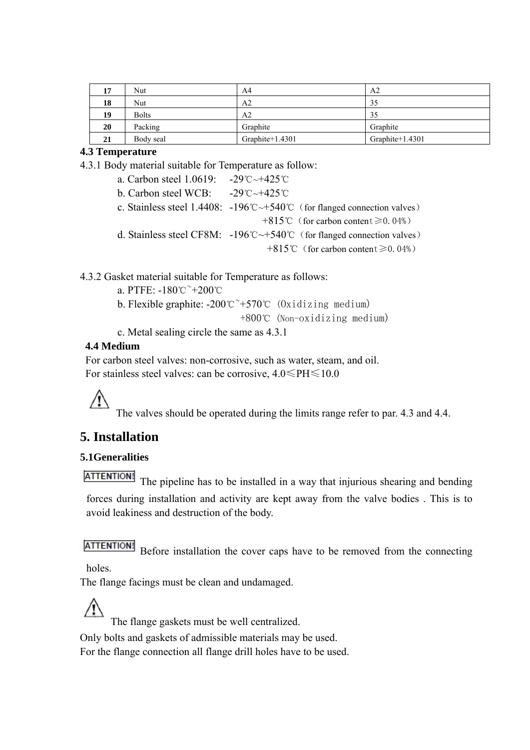| 17 | Nut | A4 | A2 |
|---|---|---|---|
| 18 | Nut | A2 | 35 |
| 19 | Bolts | A2 | 35 |
| 20 | Packing | Graphite | Graphite |
| 21 | Body seal | Graphite+1.4301 | Graphite+1.4301 |

**4.3 Temperature**

4.3.1 Body material suitable for Temperature as follow:

a. Carbon steel 1.0619: -29℃~+425℃

b. Carbon steel WCB: -29℃~+425℃

c. Stainless steel 1.4408: -196℃~+540℃（for flanged connection valves）
+815℃（for carbon content≥0.04%）

d. Stainless steel CF8M: -196℃~+540℃（for flanged connection valves）
+815℃（for carbon content≥0.04%）

4.3.2 Gasket material suitable for Temperature as follows:

a. PTFE: -180℃~+200℃

b. Flexible graphite: -200℃~+570℃ (Oxidizing medium)
+800℃ (Non-oxidizing medium)

c. Metal sealing circle the same as 4.3.1

**4.4 Medium**

For carbon steel valves: non-corrosive, such as water, steam, and oil.

For stainless steel valves: can be corrosive, 4.0≤PH≤10.0

⚠ The valves should be operated during the limits range refer to par. 4.3 and 4.4.

# 5. Installation

**5.1Generalities**

**ATTENTION!** The pipeline has to be installed in a way that injurious shearing and bending forces during installation and activity are kept away from the valve bodies . This is to avoid leakiness and destruction of the body.

**ATTENTION!** Before installation the cover caps have to be removed from the connecting holes.

The flange facings must be clean and undamaged.

⚠ The flange gaskets must be well centralized.

Only bolts and gaskets of admissible materials may be used.

For the flange connection all flange drill holes have to be used.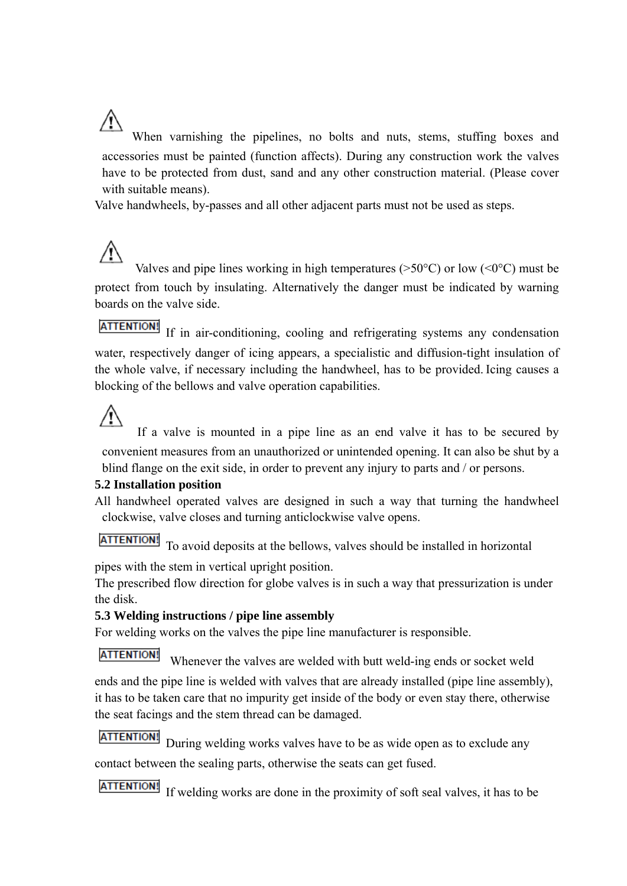⚠ When varnishing the pipelines, no bolts and nuts, stems, stuffing boxes and accessories must be painted (function affects). During any construction work the valves have to be protected from dust, sand and any other construction material. (Please cover with suitable means).

Valve handwheels, by-passes and all other adjacent parts must not be used as steps.

⚠ Valves and pipe lines working in high temperatures (>50°C) or low (<0°C) must be protect from touch by insulating. Alternatively the danger must be indicated by warning boards on the valve side.

**ATTENTION!** If in air-conditioning, cooling and refrigerating systems any condensation water, respectively danger of icing appears, a specialistic and diffusion-tight insulation of the whole valve, if necessary including the handwheel, has to be provided. Icing causes a blocking of the bellows and valve operation capabilities.

⚠ If a valve is mounted in a pipe line as an end valve it has to be secured by convenient measures from an unauthorized or unintended opening. It can also be shut by a blind flange on the exit side, in order to prevent any injury to parts and / or persons.

### 5.2 Installation position

All handwheel operated valves are designed in such a way that turning the handwheel clockwise, valve closes and turning anticlockwise valve opens.

**ATTENTION!** To avoid deposits at the bellows, valves should be installed in horizontal pipes with the stem in vertical upright position.

The prescribed flow direction for globe valves is in such a way that pressurization is under the disk.

### 5.3 Welding instructions / pipe line assembly

For welding works on the valves the pipe line manufacturer is responsible.

**ATTENTION!** Whenever the valves are welded with butt weld-ing ends or socket weld ends and the pipe line is welded with valves that are already installed (pipe line assembly), it has to be taken care that no impurity get inside of the body or even stay there, otherwise the seat facings and the stem thread can be damaged.

**ATTENTION!** During welding works valves have to be as wide open as to exclude any contact between the sealing parts, otherwise the seats can get fused.

**ATTENTION!** If welding works are done in the proximity of soft seal valves, it has to be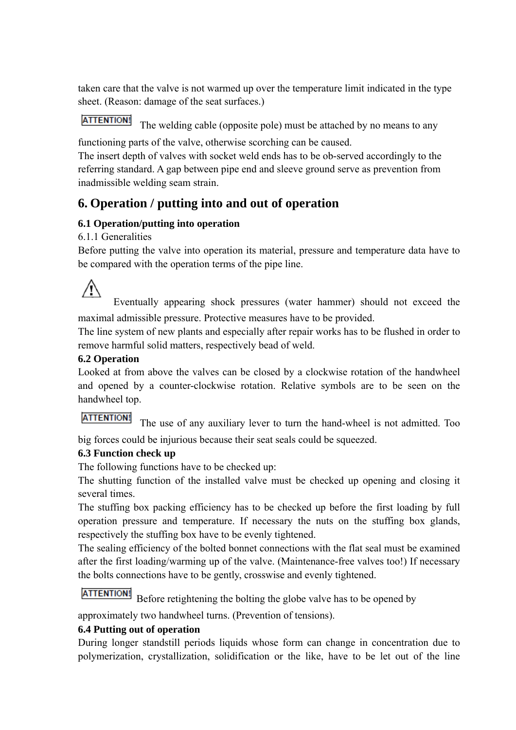taken care that the valve is not warmed up over the temperature limit indicated in the type sheet. (Reason: damage of the seat surfaces.)

**ATTENTION!** The welding cable (opposite pole) must be attached by no means to any functioning parts of the valve, otherwise scorching can be caused.

The insert depth of valves with socket weld ends has to be ob-served accordingly to the referring standard. A gap between pipe end and sleeve ground serve as prevention from inadmissible welding seam strain.

# 6. Operation / putting into and out of operation

### 6.1 Operation/putting into operation

6.1.1 Generalities

Before putting the valve into operation its material, pressure and temperature data have to be compared with the operation terms of the pipe line.

⚠ Eventually appearing shock pressures (water hammer) should not exceed the maximal admissible pressure. Protective measures have to be provided.

The line system of new plants and especially after repair works has to be flushed in order to remove harmful solid matters, respectively bead of weld.

### 6.2 Operation

Looked at from above the valves can be closed by a clockwise rotation of the handwheel and opened by a counter-clockwise rotation. Relative symbols are to be seen on the handwheel top.

**ATTENTION!** The use of any auxiliary lever to turn the hand-wheel is not admitted. Too big forces could be injurious because their seat seals could be squeezed.

### 6.3 Function check up

The following functions have to be checked up:

The shutting function of the installed valve must be checked up opening and closing it several times.

The stuffing box packing efficiency has to be checked up before the first loading by full operation pressure and temperature. If necessary the nuts on the stuffing box glands, respectively the stuffing box have to be evenly tightened.

The sealing efficiency of the bolted bonnet connections with the flat seal must be examined after the first loading/warming up of the valve. (Maintenance-free valves too!) If necessary the bolts connections have to be gently, crosswise and evenly tightened.

**ATTENTION!** Before retightening the bolting the globe valve has to be opened by approximately two handwheel turns. (Prevention of tensions).

### 6.4 Putting out of operation

During longer standstill periods liquids whose form can change in concentration due to polymerization, crystallization, solidification or the like, have to be let out of the line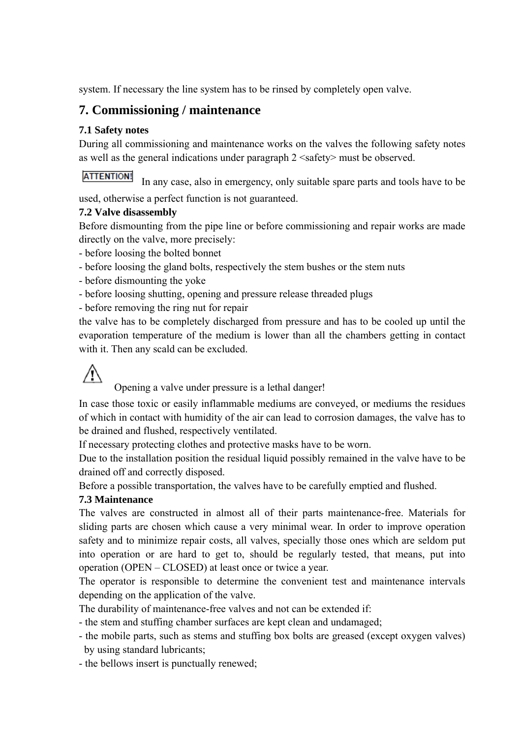system. If necessary the line system has to be rinsed by completely open valve.

## 7. Commissioning / maintenance

### 7.1 Safety notes

During all commissioning and maintenance works on the valves the following safety notes as well as the general indications under paragraph 2 <safety> must be observed.

ATTENTION! In any case, also in emergency, only suitable spare parts and tools have to be used, otherwise a perfect function is not guaranteed.

### 7.2 Valve disassembly

Before dismounting from the pipe line or before commissioning and repair works are made directly on the valve, more precisely:

- before loosing the bolted bonnet
- before loosing the gland bolts, respectively the stem bushes or the stem nuts
- before dismounting the yoke
- before loosing shutting, opening and pressure release threaded plugs
- before removing the ring nut for repair

the valve has to be completely discharged from pressure and has to be cooled up until the evaporation temperature of the medium is lower than all the chambers getting in contact with it. Then any scald can be excluded.

⚠ Opening a valve under pressure is a lethal danger!

In case those toxic or easily inflammable mediums are conveyed, or mediums the residues of which in contact with humidity of the air can lead to corrosion damages, the valve has to be drained and flushed, respectively ventilated.

If necessary protecting clothes and protective masks have to be worn.

Due to the installation position the residual liquid possibly remained in the valve have to be drained off and correctly disposed.

Before a possible transportation, the valves have to be carefully emptied and flushed.

### 7.3 Maintenance

The valves are constructed in almost all of their parts maintenance-free. Materials for sliding parts are chosen which cause a very minimal wear. In order to improve operation safety and to minimize repair costs, all valves, specially those ones which are seldom put into operation or are hard to get to, should be regularly tested, that means, put into operation (OPEN – CLOSED) at least once or twice a year.

The operator is responsible to determine the convenient test and maintenance intervals depending on the application of the valve.

The durability of maintenance-free valves and not can be extended if:

- the stem and stuffing chamber surfaces are kept clean and undamaged;
- the mobile parts, such as stems and stuffing box bolts are greased (except oxygen valves) by using standard lubricants;
- the bellows insert is punctually renewed;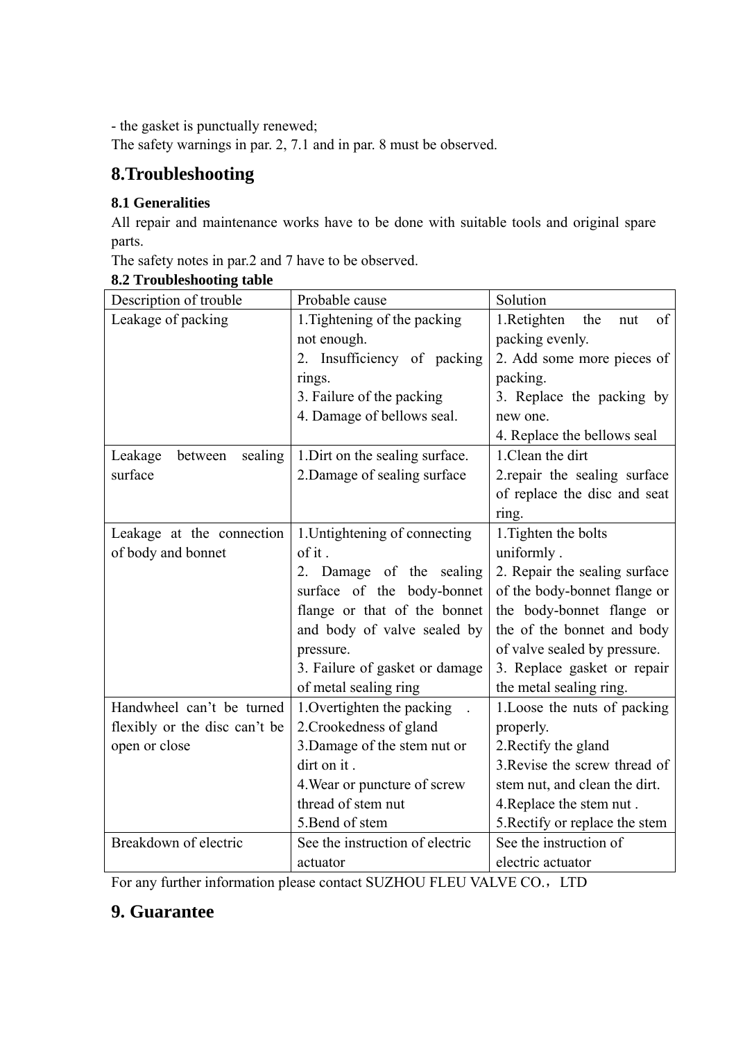- the gasket is punctually renewed;

The safety warnings in par. 2, 7.1 and in par. 8 must be observed.

# 8.Troubleshooting

### 8.1 Generalities

All repair and maintenance works have to be done with suitable tools and original spare parts.

The safety notes in par.2 and 7 have to be observed.

### 8.2 Troubleshooting table

| Description of trouble | Probable cause | Solution |
|---|---|---|
| Leakage of packing | 1.Tightening of the packing not enough.<br>2. Insufficiency of packing rings.<br>3. Failure of the packing<br>4. Damage of bellows seal. | 1.Retighten the nut of packing evenly.<br>2. Add some more pieces of packing.<br>3. Replace the packing by new one.<br>4. Replace the bellows seal |
| Leakage between sealing surface | 1.Dirt on the sealing surface.<br>2.Damage of sealing surface | 1.Clean the dirt<br>2.repair the sealing surface of replace the disc and seat ring. |
| Leakage at the connection of body and bonnet | 1.Untightening of connecting of it .<br>2. Damage of the sealing surface of the body-bonnet flange or that of the bonnet and body of valve sealed by pressure.<br>3. Failure of gasket or damage of metal sealing ring | 1.Tighten the bolts uniformly .<br>2. Repair the sealing surface of the body-bonnet flange or the body-bonnet flange or the of the bonnet and body of valve sealed by pressure.<br>3. Replace gasket or repair the metal sealing ring. |
| Handwheel can't be turned flexibly or the disc can't be open or close | 1.Overtighten the packing .<br>2.Crookedness of gland<br>3.Damage of the stem nut or dirt on it .<br>4.Wear or puncture of screw thread of stem nut<br>5.Bend of stem | 1.Loose the nuts of packing properly.<br>2.Rectify the gland<br>3.Revise the screw thread of stem nut, and clean the dirt.<br>4.Replace the stem nut .<br>5.Rectify or replace the stem |
| Breakdown of electric | See the instruction of electric actuator | See the instruction of electric actuator |

For any further information please contact SUZHOU FLEU VALVE CO.，LTD

# 9. Guarantee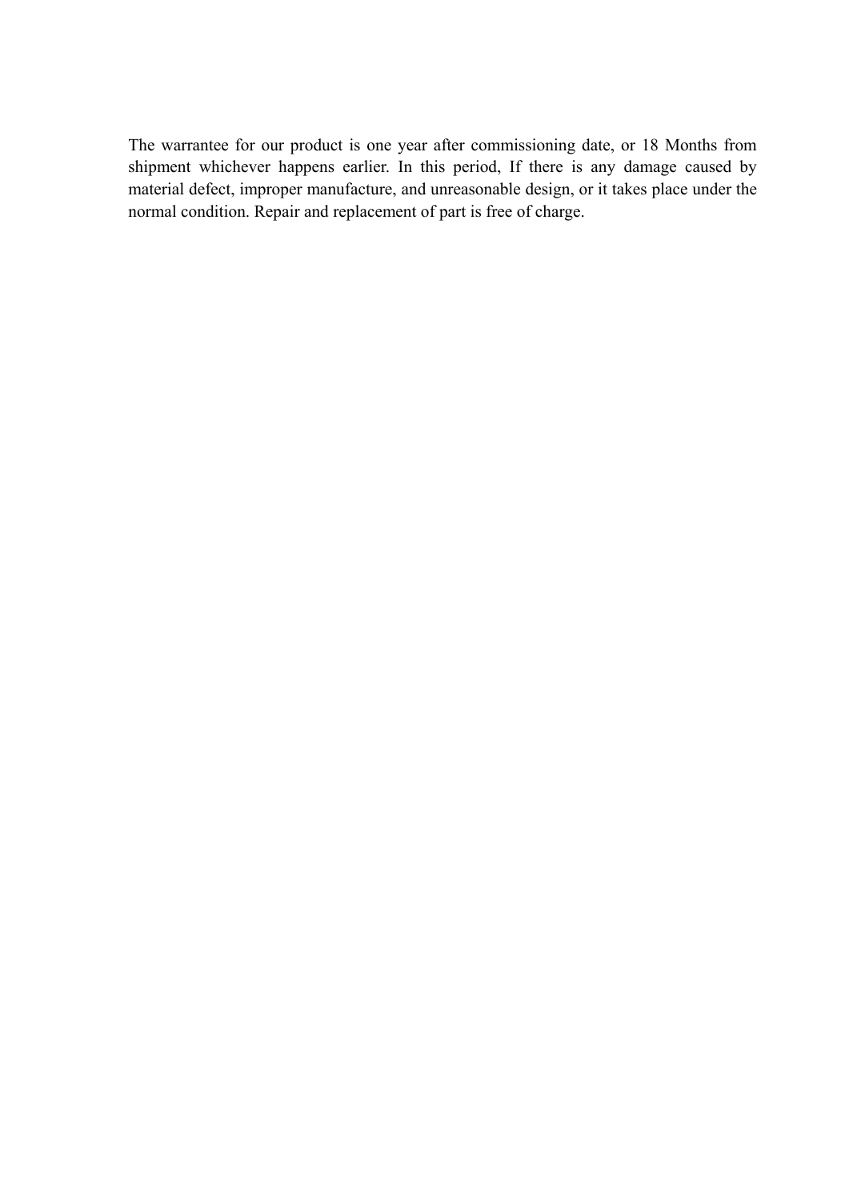The warrantee for our product is one year after commissioning date, or 18 Months from shipment whichever happens earlier. In this period, If there is any damage caused by material defect, improper manufacture, and unreasonable design, or it takes place under the normal condition. Repair and replacement of part is free of charge.